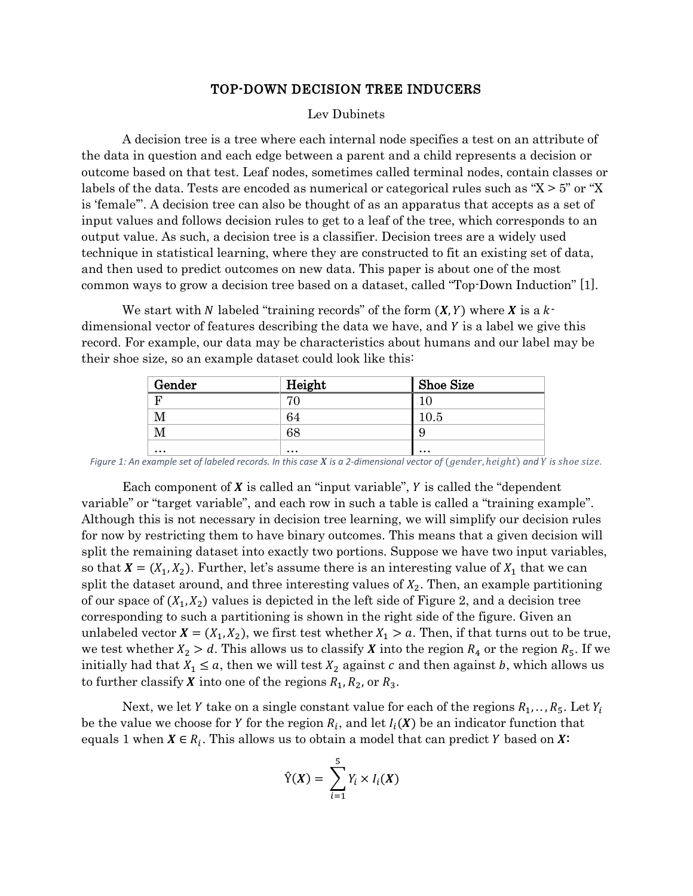# TOP-DOWN DECISION TREE INDUCERS

Lev Dubinets

A decision tree is a tree where each internal node specifies a test on an attribute of the data in question and each edge between a parent and a child represents a decision or outcome based on that test. Leaf nodes, sometimes called terminal nodes, contain classes or labels of the data. Tests are encoded as numerical or categorical rules such as "X > 5" or "X is 'female'". A decision tree can also be thought of as an apparatus that accepts as a set of input values and follows decision rules to get to a leaf of the tree, which corresponds to an output value. As such, a decision tree is a classifier. Decision trees are a widely used technique in statistical learning, where they are constructed to fit an existing set of data, and then used to predict outcomes on new data. This paper is about one of the most common ways to grow a decision tree based on a dataset, called "Top-Down Induction" [1].

We start with $N$ labeled "training records" of the form $(\boldsymbol{X}, Y)$ where $\boldsymbol{X}$ is a $k$-dimensional vector of features describing the data we have, and $Y$ is a label we give this record. For example, our data may be characteristics about humans and our label may be their shoe size, so an example dataset could look like this:

| Gender | Height | Shoe Size |
|---|---|---|
| F | 70 | 10 |
| M | 64 | 10.5 |
| M | 68 | 9 |
| … | … | … |

*Figure 1: An example set of labeled records. In this case $\boldsymbol{X}$ is a 2-dimensional vector of $(gender, height)$ and $Y$ is shoe size.*

Each component of $\boldsymbol{X}$ is called an "input variable", $Y$ is called the "dependent variable" or "target variable", and each row in such a table is called a "training example". Although this is not necessary in decision tree learning, we will simplify our decision rules for now by restricting them to have binary outcomes. This means that a given decision will split the remaining dataset into exactly two portions. Suppose we have two input variables, so that $\boldsymbol{X} = (X_1, X_2)$. Further, let's assume there is an interesting value of $X_1$ that we can split the dataset around, and three interesting values of $X_2$. Then, an example partitioning of our space of $(X_1, X_2)$ values is depicted in the left side of Figure 2, and a decision tree corresponding to such a partitioning is shown in the right side of the figure. Given an unlabeled vector $\boldsymbol{X} = (X_1, X_2)$, we first test whether $X_1 > a$. Then, if that turns out to be true, we test whether $X_2 > d$. This allows us to classify $\boldsymbol{X}$ into the region $R_4$ or the region $R_5$. If we initially had that $X_1 \leq a$, then we will test $X_2$ against $c$ and then against $b$, which allows us to further classify $\boldsymbol{X}$ into one of the regions $R_1, R_2$, or $R_3$.

Next, we let $Y$ take on a single constant value for each of the regions $R_1, .., R_5$. Let $Y_i$ be the value we choose for $Y$ for the region $R_i$, and let $I_i(\boldsymbol{X})$ be an indicator function that equals 1 when $\boldsymbol{X} \in R_i$. This allows us to obtain a model that can predict $Y$ based on $\boldsymbol{X}$:

$$\hat{Y}(\boldsymbol{X}) = \sum_{i=1}^{5} Y_i \times I_i(\boldsymbol{X})$$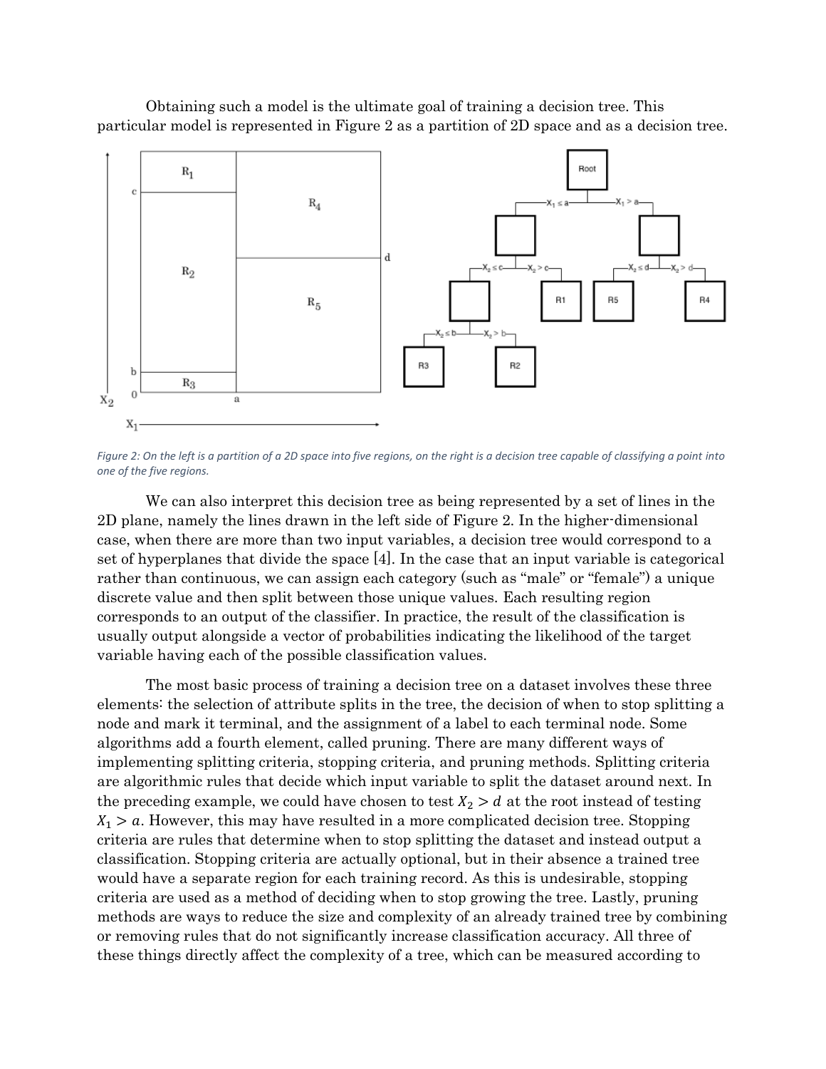Obtaining such a model is the ultimate goal of training a decision tree. This particular model is represented in Figure 2 as a partition of 2D space and as a decision tree.

*Figure 2: On the left is a partition of a 2D space into five regions, on the right is a decision tree capable of classifying a point into one of the five regions.*

We can also interpret this decision tree as being represented by a set of lines in the 2D plane, namely the lines drawn in the left side of Figure 2. In the higher-dimensional case, when there are more than two input variables, a decision tree would correspond to a set of hyperplanes that divide the space [4]. In the case that an input variable is categorical rather than continuous, we can assign each category (such as "male" or "female") a unique discrete value and then split between those unique values. Each resulting region corresponds to an output of the classifier. In practice, the result of the classification is usually output alongside a vector of probabilities indicating the likelihood of the target variable having each of the possible classification values.

The most basic process of training a decision tree on a dataset involves these three elements: the selection of attribute splits in the tree, the decision of when to stop splitting a node and mark it terminal, and the assignment of a label to each terminal node. Some algorithms add a fourth element, called pruning. There are many different ways of implementing splitting criteria, stopping criteria, and pruning methods. Splitting criteria are algorithmic rules that decide which input variable to split the dataset around next. In the preceding example, we could have chosen to test $X_2 > d$ at the root instead of testing $X_1 > a$. However, this may have resulted in a more complicated decision tree. Stopping criteria are rules that determine when to stop splitting the dataset and instead output a classification. Stopping criteria are actually optional, but in their absence a trained tree would have a separate region for each training record. As this is undesirable, stopping criteria are used as a method of deciding when to stop growing the tree. Lastly, pruning methods are ways to reduce the size and complexity of an already trained tree by combining or removing rules that do not significantly increase classification accuracy. All three of these things directly affect the complexity of a tree, which can be measured according to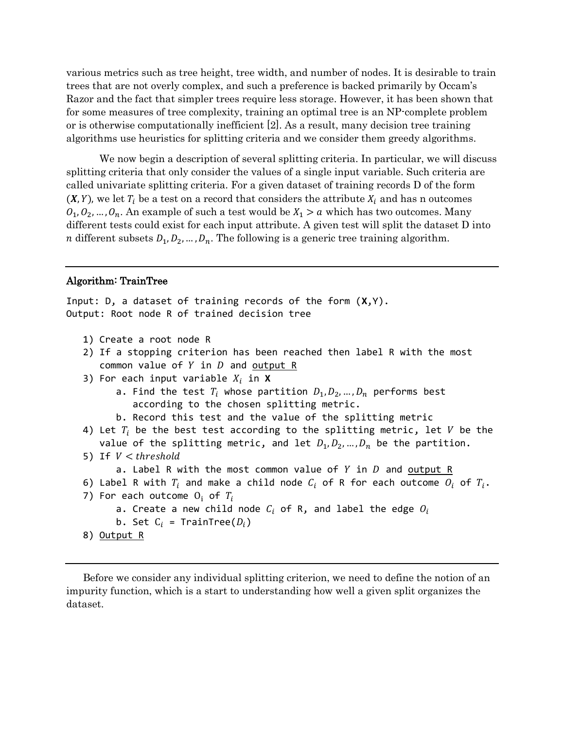various metrics such as tree height, tree width, and number of nodes. It is desirable to train trees that are not overly complex, and such a preference is backed primarily by Occam's Razor and the fact that simpler trees require less storage. However, it has been shown that for some measures of tree complexity, training an optimal tree is an NP-complete problem or is otherwise computationally inefficient [2]. As a result, many decision tree training algorithms use heuristics for splitting criteria and we consider them greedy algorithms.

We now begin a description of several splitting criteria. In particular, we will discuss splitting criteria that only consider the values of a single input variable. Such criteria are called univariate splitting criteria. For a given dataset of training records D of the form $(\boldsymbol{X}, Y)$, we let $T_i$ be a test on a record that considers the attribute $X_i$ and has n outcomes $O_1, O_2, \dots, O_n$. An example of such a test would be $X_1 > a$ which has two outcomes. Many different tests could exist for each input attribute. A given test will split the dataset D into $n$ different subsets $D_1, D_2, \dots, D_n$. The following is a generic tree training algorithm.

---

**Algorithm: TrainTree**

```
Input: D, a dataset of training records of the form (X,Y).
Output: Root node R of trained decision tree

   1) Create a root node R
   2) If a stopping criterion has been reached then label R with the most
      common value of Y in D and output R
   3) For each input variable Xi in X
        a. Find the test Ti whose partition D1,D2,…,Dn performs best
           according to the chosen splitting metric.
        b. Record this test and the value of the splitting metric
   4) Let Ti be the best test according to the splitting metric, let V be the
      value of the splitting metric, and let D1,D2,…,Dn be the partition.
   5) If V < threshold
        a. Label R with the most common value of Y in D and output R
   6) Label R with Ti and make a child node Ci of R for each outcome Oi of Ti.
   7) For each outcome Oi of Ti
        a. Create a new child node Ci of R, and label the edge Oi
        b. Set Ci = TrainTree(Di)
   8) Output R
```

---

Before we consider any individual splitting criterion, we need to define the notion of an impurity function, which is a start to understanding how well a given split organizes the dataset.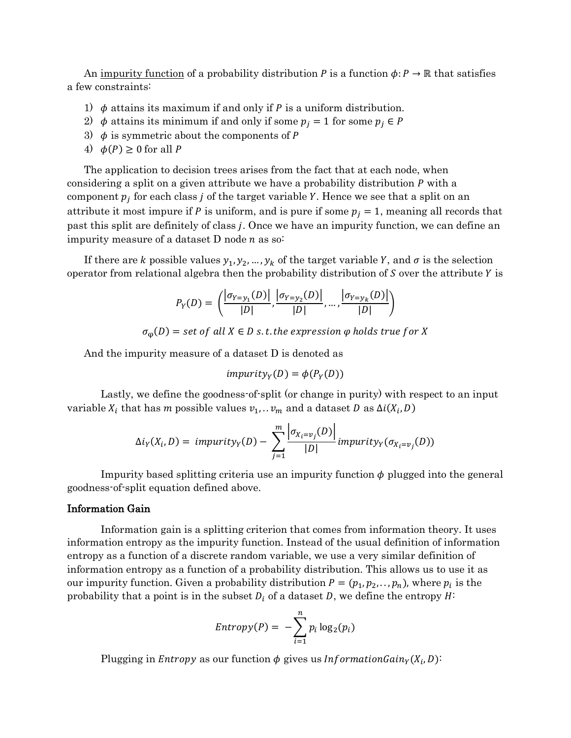An impurity function of a probability distribution $P$ is a function $\phi: P \rightarrow \mathbb{R}$ that satisfies a few constraints:

1) $\phi$ attains its maximum if and only if $P$ is a uniform distribution.
2) $\phi$ attains its minimum if and only if some $p_j = 1$ for some $p_j \in P$
3) $\phi$ is symmetric about the components of $P$
4) $\phi(P) \geq 0$ for all $P$

The application to decision trees arises from the fact that at each node, when considering a split on a given attribute we have a probability distribution $P$ with a component $p_j$ for each class $j$ of the target variable $Y$. Hence we see that a split on an attribute it most impure if $P$ is uniform, and is pure if some $p_j = 1$, meaning all records that past this split are definitely of class $j$. Once we have an impurity function, we can define an impurity measure of a dataset D node $n$ as so:

If there are $k$ possible values $y_1, y_2, \ldots, y_k$ of the target variable $Y$, and $\sigma$ is the selection operator from relational algebra then the probability distribution of $S$ over the attribute $Y$ is

$$P_Y(D) = \left( \frac{|\sigma_{Y=y_1}(D)|}{|D|}, \frac{|\sigma_{Y=y_2}(D)|}{|D|}, \ldots, \frac{|\sigma_{Y=y_k}(D)|}{|D|} \right)$$

$$\sigma_{\varphi}(D) = set\ of\ all\ X \in D\ s.t. the\ expression\ \varphi\ holds\ true\ for\ X$$

And the impurity measure of a dataset D is denoted as

$$impurity_Y(D) = \phi(P_Y(D))$$

Lastly, we define the goodness-of-split (or change in purity) with respect to an input variable $X_i$ that has $m$ possible values $v_1, .. v_m$ and a dataset $D$ as $\Delta i(X_i, D)$

$$\Delta i_Y(X_i, D) = impurity_Y(D) - \sum_{j=1}^{m} \frac{|\sigma_{X_i=v_j}(D)|}{|D|} impurity_Y(\sigma_{X_i=v_j}(D))$$

Impurity based splitting criteria use an impurity function $\phi$ plugged into the general goodness-of-split equation defined above.

### Information Gain

Information gain is a splitting criterion that comes from information theory. It uses information entropy as the impurity function. Instead of the usual definition of information entropy as a function of a discrete random variable, we use a very similar definition of information entropy as a function of a probability distribution. This allows us to use it as our impurity function. Given a probability distribution $P = (p_1, p_2, .., p_n)$, where $p_i$ is the probability that a point is in the subset $D_i$ of a dataset $D$, we define the entropy $H$:

$$Entropy(P) = -\sum_{i=1}^{n} p_i \log_2(p_i)$$

Plugging in $Entropy$ as our function $\phi$ gives us $InformationGain_Y(X_i, D)$: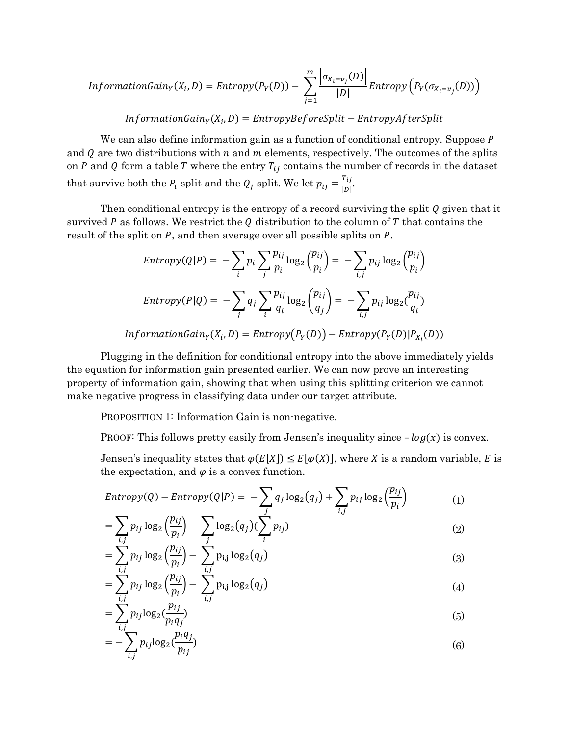$$InformationGain_Y(X_i, D) = Entropy(P_Y(D)) - \sum_{j=1}^{m} \frac{\left|\sigma_{X_i=v_j}(D)\right|}{|D|} Entropy\left(P_Y(\sigma_{X_i=v_j}(D))\right)$$

$$InformationGain_Y(X_i, D) = EntropyBeforeSplit - EntropyAfterSplit$$

We can also define information gain as a function of conditional entropy. Suppose $P$ and $Q$ are two distributions with $n$ and $m$ elements, respectively. The outcomes of the splits on $P$ and $Q$ form a table $T$ where the entry $T_{ij}$ contains the number of records in the dataset that survive both the $P_i$ split and the $Q_j$ split. We let $p_{ij} = \frac{T_{ij}}{|D|}$.

Then conditional entropy is the entropy of a record surviving the split $Q$ given that it survived $P$ as follows. We restrict the $Q$ distribution to the column of $T$ that contains the result of the split on $P$, and then average over all possible splits on $P$.

$$Entropy(Q|P) = -\sum_i p_i \sum_j \frac{p_{ij}}{p_i} \log_2\left(\frac{p_{ij}}{p_i}\right) = -\sum_{i,j} p_{ij} \log_2\left(\frac{p_{ij}}{p_i}\right)$$

$$Entropy(P|Q) = -\sum_j q_j \sum_i \frac{p_{ij}}{q_i} \log_2\left(\frac{p_{ij}}{q_j}\right) = -\sum_{i,j} p_{ij} \log_2\left(\frac{p_{ij}}{q_i}\right)$$

$$InformationGain_Y(X_i, D) = Entropy\big(P_Y(D)\big) - Entropy(P_Y(D)|P_{X_i}(D))$$

Plugging in the definition for conditional entropy into the above immediately yields the equation for information gain presented earlier. We can now prove an interesting property of information gain, showing that when using this splitting criterion we cannot make negative progress in classifying data under our target attribute.

PROPOSITION 1: Information Gain is non-negative.

PROOF: This follows pretty easily from Jensen's inequality since $-log(x)$ is convex.

Jensen's inequality states that $\varphi(E[X]) \leq E[\varphi(X)]$, where $X$ is a random variable, $E$ is the expectation, and $\varphi$ is a convex function.

$$Entropy(Q) - Entropy(Q|P) = -\sum_j q_j \log_2(q_j) + \sum_{i,j} p_{ij} \log_2\left(\frac{p_{ij}}{p_i}\right) \tag{1}$$

$$= \sum_{i,j} p_{ij} \log_2\left(\frac{p_{ij}}{p_i}\right) - \sum_j \log_2(q_j)(\sum_i p_{ij}) \tag{2}$$

$$= \sum_{i,j} p_{ij} \log_2\left(\frac{p_{ij}}{p_i}\right) - \sum_{i,j} p_{i,j} \log_2(q_j) \tag{3}$$

$$= \sum_{i,j} p_{ij} \log_2\left(\frac{p_{ij}}{p_i}\right) - \sum_{i,j} p_{i,j} \log_2(q_j) \tag{4}$$

$$= \sum_{i,j} p_{ij} \log_2(\frac{p_{ij}}{p_i q_j}) \tag{5}$$

$$= -\sum_{i,j} p_{ij} \log_2(\frac{p_i q_j}{p_{ij}}) \tag{6}$$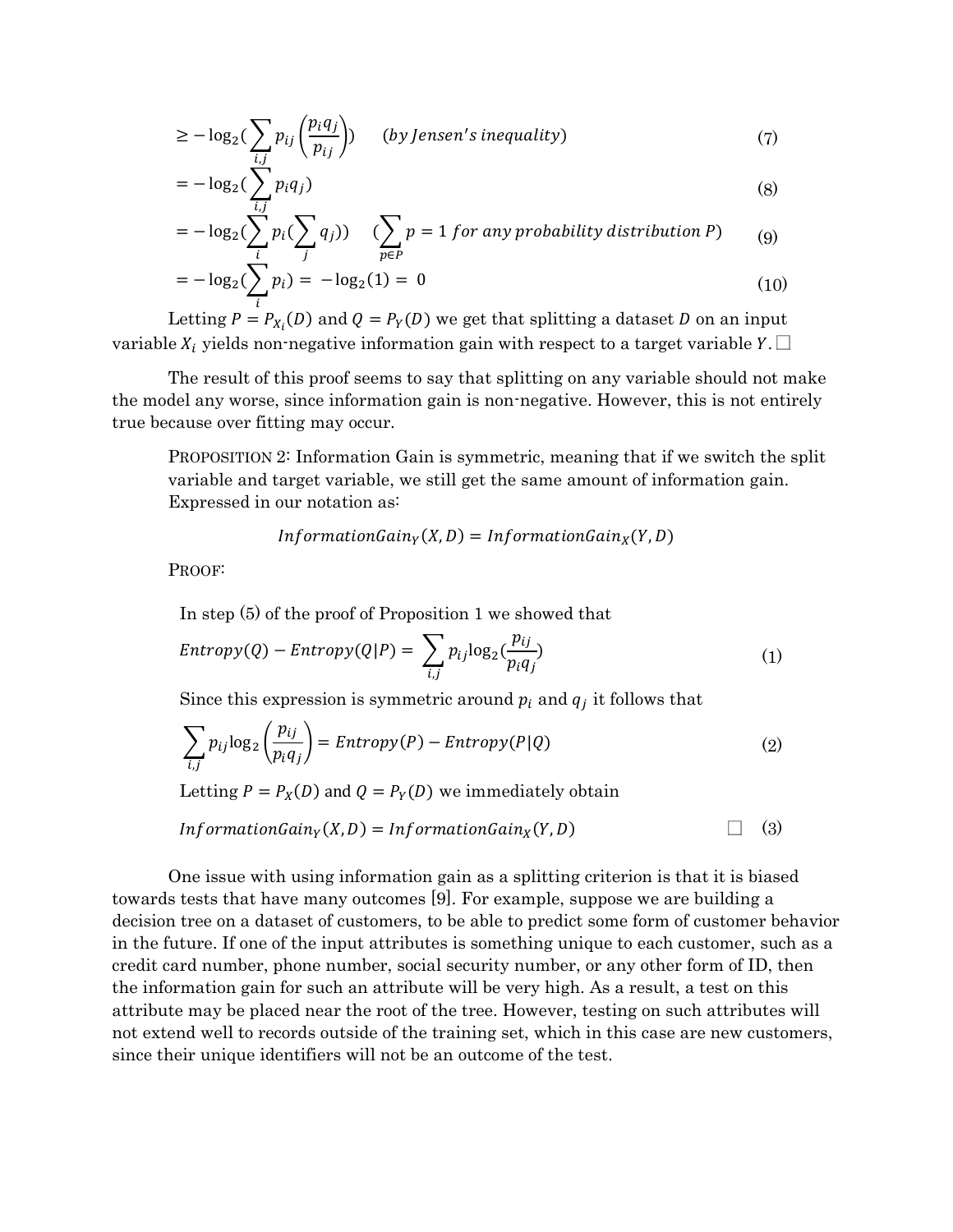$$\geq -\log_2\left(\sum_{i,j} p_{ij}\left(\frac{p_i q_j}{p_{ij}}\right)\right) \qquad (by\ Jensen's\ inequality) \tag{7}$$

$$= -\log_2\left(\sum_{i,j} p_i q_j\right) \tag{8}$$

$$= -\log_2\left(\sum_{i} p_i\left(\sum_{j} q_j\right)\right) \qquad \left(\sum_{p\in P} p = 1\ for\ any\ probability\ distribution\ P\right) \tag{9}$$

$$= -\log_2\left(\sum_{i} p_i\right) = -\log_2(1) = 0 \tag{10}$$

Letting $P = P_{X_i}(D)$ and $Q = P_Y(D)$ we get that splitting a dataset $D$ on an input variable $X_i$ yields non-negative information gain with respect to a target variable $Y$. □

The result of this proof seems to say that splitting on any variable should not make the model any worse, since information gain is non-negative. However, this is not entirely true because over fitting may occur.

> PROPOSITION 2: Information Gain is symmetric, meaning that if we switch the split variable and target variable, we still get the same amount of information gain. Expressed in our notation as:
>
> $$InformationGain_Y(X, D) = InformationGain_X(Y, D)$$
>
> PROOF:
>
> In step (5) of the proof of Proposition 1 we showed that
>
> $$Entropy(Q) - Entropy(Q|P) = \sum_{i,j} p_{ij}\log_2\left(\frac{p_{ij}}{p_i q_j}\right) \tag{1}$$
>
> Since this expression is symmetric around $p_i$ and $q_j$ it follows that
>
> $$\sum_{i,j} p_{ij}\log_2\left(\frac{p_{ij}}{p_i q_j}\right) = Entropy(P) - Entropy(P|Q) \tag{2}$$
>
> Letting $P = P_X(D)$ and $Q = P_Y(D)$ we immediately obtain
>
> $$InformationGain_Y(X, D) = InformationGain_X(Y, D) \qquad \square \tag{3}$$

One issue with using information gain as a splitting criterion is that it is biased towards tests that have many outcomes [9]. For example, suppose we are building a decision tree on a dataset of customers, to be able to predict some form of customer behavior in the future. If one of the input attributes is something unique to each customer, such as a credit card number, phone number, social security number, or any other form of ID, then the information gain for such an attribute will be very high. As a result, a test on this attribute may be placed near the root of the tree. However, testing on such attributes will not extend well to records outside of the training set, which in this case are new customers, since their unique identifiers will not be an outcome of the test.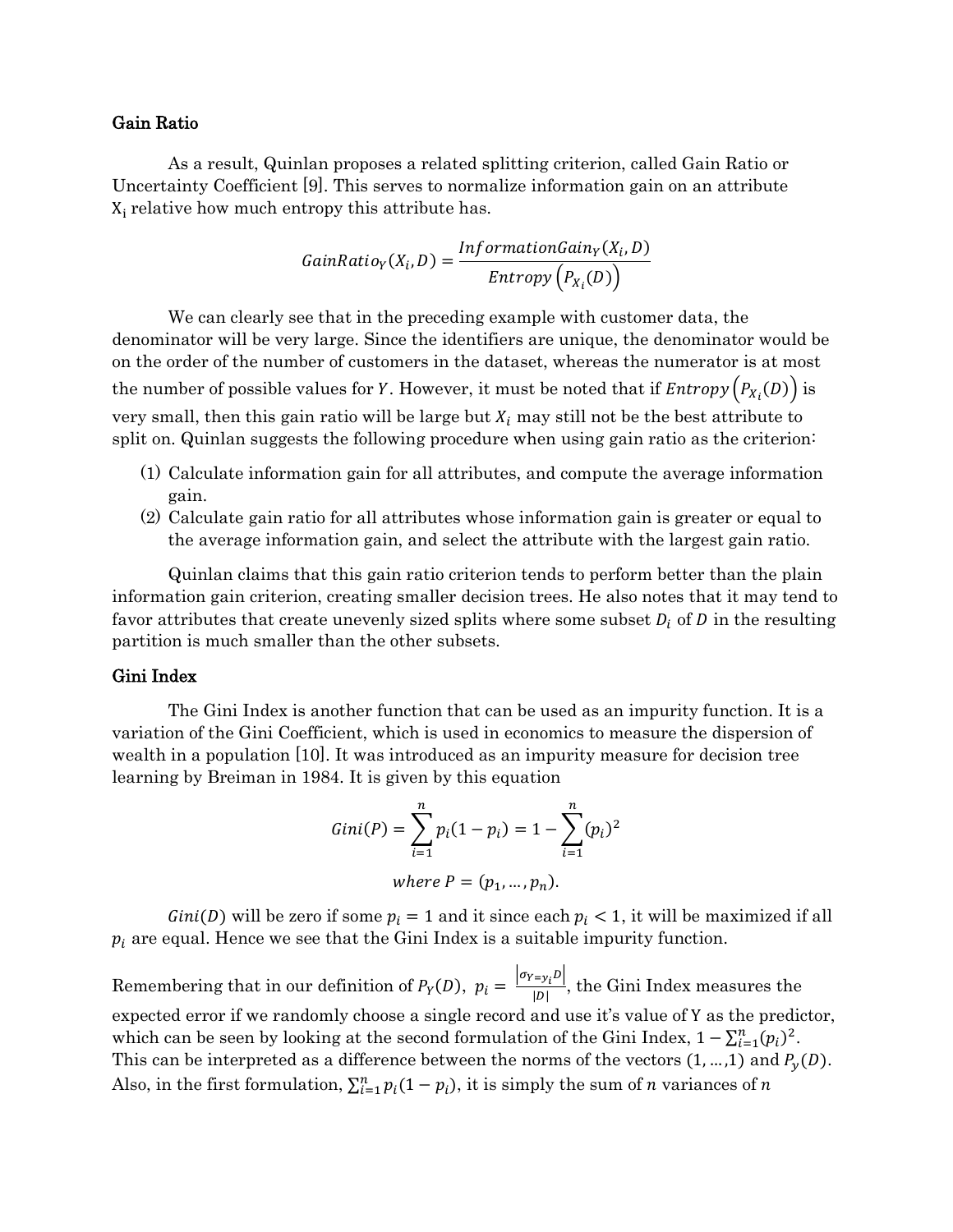### Gain Ratio

As a result, Quinlan proposes a related splitting criterion, called Gain Ratio or Uncertainty Coefficient [9]. This serves to normalize information gain on an attribute $X_i$ relative how much entropy this attribute has.

$$GainRatio_Y(X_i, D) = \frac{InformationGain_Y(X_i, D)}{Entropy\left(P_{X_i}(D)\right)}$$

We can clearly see that in the preceding example with customer data, the denominator will be very large. Since the identifiers are unique, the denominator would be on the order of the number of customers in the dataset, whereas the numerator is at most the number of possible values for $Y$. However, it must be noted that if $Entropy\left(P_{X_i}(D)\right)$ is very small, then this gain ratio will be large but $X_i$ may still not be the best attribute to split on. Quinlan suggests the following procedure when using gain ratio as the criterion:

(1) Calculate information gain for all attributes, and compute the average information gain.
(2) Calculate gain ratio for all attributes whose information gain is greater or equal to the average information gain, and select the attribute with the largest gain ratio.

Quinlan claims that this gain ratio criterion tends to perform better than the plain information gain criterion, creating smaller decision trees. He also notes that it may tend to favor attributes that create unevenly sized splits where some subset $D_i$ of $D$ in the resulting partition is much smaller than the other subsets.

### Gini Index

The Gini Index is another function that can be used as an impurity function. It is a variation of the Gini Coefficient, which is used in economics to measure the dispersion of wealth in a population [10]. It was introduced as an impurity measure for decision tree learning by Breiman in 1984. It is given by this equation

$$Gini(P) = \sum_{i=1}^{n} p_i(1 - p_i) = 1 - \sum_{i=1}^{n} (p_i)^2$$

$$where\ P = (p_1, \ldots, p_n).$$

$Gini(D)$ will be zero if some $p_i = 1$ and it since each $p_i < 1$, it will be maximized if all $p_i$ are equal. Hence we see that the Gini Index is a suitable impurity function.

Remembering that in our definition of $P_Y(D)$, $p_i = \frac{\left|\sigma_{Y=y_i}D\right|}{|D|}$, the Gini Index measures the expected error if we randomly choose a single record and use it's value of Y as the predictor, which can be seen by looking at the second formulation of the Gini Index, $1 - \sum_{i=1}^{n}(p_i)^2$. This can be interpreted as a difference between the norms of the vectors $(1, \ldots, 1)$ and $P_y(D)$. Also, in the first formulation, $\sum_{i=1}^{n} p_i(1 - p_i)$, it is simply the sum of $n$ variances of $n$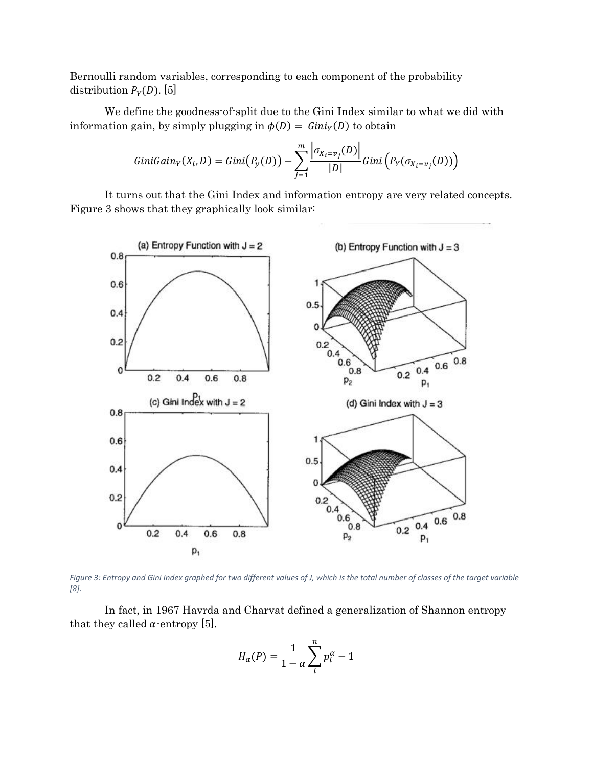Bernoulli random variables, corresponding to each component of the probability distribution $P_Y(D)$. [5]

We define the goodness-of-split due to the Gini Index similar to what we did with information gain, by simply plugging in $\phi(D) = Gini_Y(D)$ to obtain

$$GiniGain_Y(X_i, D) = Gini(P_y(D)) - \sum_{j=1}^{m} \frac{\left|\sigma_{X_i=v_j}(D)\right|}{|D|} Gini\left(P_Y(\sigma_{X_i=v_j}(D))\right)$$

It turns out that the Gini Index and information entropy are very related concepts. Figure 3 shows that they graphically look similar:

*Figure 3: Entropy and Gini Index graphed for two different values of J, which is the total number of classes of the target variable [8].*

In fact, in 1967 Havrda and Charvat defined a generalization of Shannon entropy that they called $\alpha$-entropy [5].

$$H_\alpha(P) = \frac{1}{1-\alpha} \sum_{i}^{n} p_i^\alpha - 1$$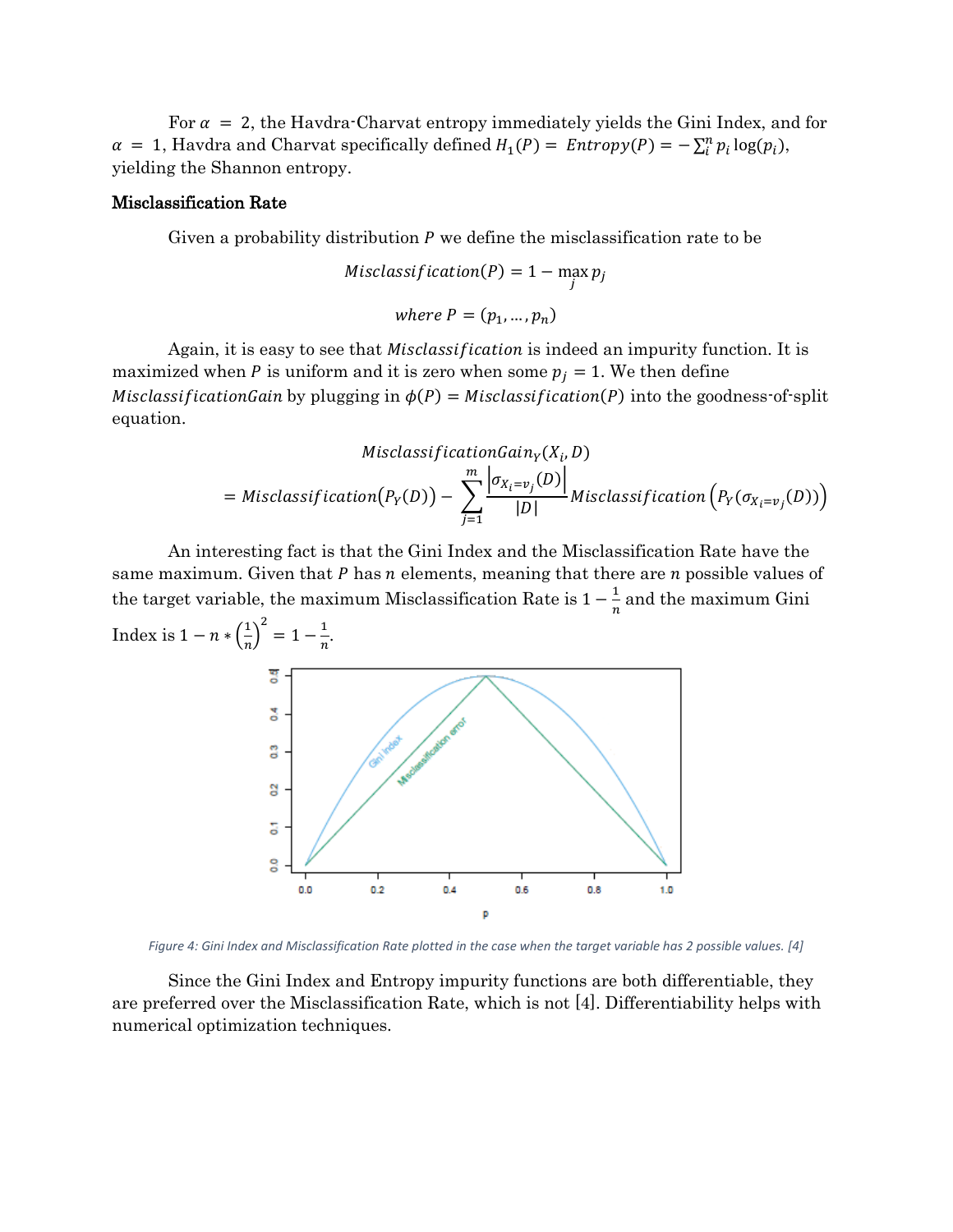For $\alpha = 2$, the Havdra-Charvat entropy immediately yields the Gini Index, and for $\alpha = 1$, Havdra and Charvat specifically defined $H_1(P) = Entropy(P) = -\sum_i^n p_i \log(p_i)$, yielding the Shannon entropy.

### Misclassification Rate

Given a probability distribution $P$ we define the misclassification rate to be

$$Misclassification(P) = 1 - \max_j p_j$$

$$where\ P = (p_1, \ldots, p_n)$$

Again, it is easy to see that $Misclassification$ is indeed an impurity function. It is maximized when $P$ is uniform and it is zero when some $p_j = 1$. We then define $MisclassificationGain$ by plugging in $\phi(P) = Misclassification(P)$ into the goodness-of-split equation.

$$MisclassificationGain_Y(X_i, D)$$
$$= Misclassification(P_Y(D)) - \sum_{j=1}^{m} \frac{\left|\sigma_{X_i=v_j}(D)\right|}{|D|} Misclassification\left(P_Y(\sigma_{X_i=v_j}(D))\right)$$

An interesting fact is that the Gini Index and the Misclassification Rate have the same maximum. Given that $P$ has $n$ elements, meaning that there are $n$ possible values of the target variable, the maximum Misclassification Rate is $1 - \frac{1}{n}$ and the maximum Gini Index is $1 - n * \left(\frac{1}{n}\right)^2 = 1 - \frac{1}{n}$.

*Figure 4: Gini Index and Misclassification Rate plotted in the case when the target variable has 2 possible values. [4]*

Since the Gini Index and Entropy impurity functions are both differentiable, they are preferred over the Misclassification Rate, which is not [4]. Differentiability helps with numerical optimization techniques.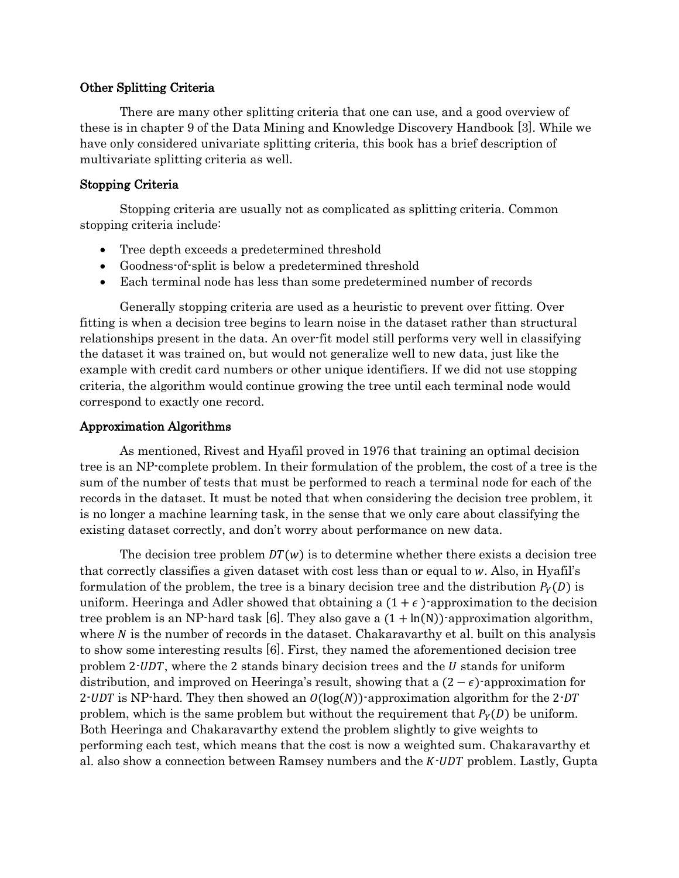### Other Splitting Criteria

There are many other splitting criteria that one can use, and a good overview of these is in chapter 9 of the Data Mining and Knowledge Discovery Handbook [3]. While we have only considered univariate splitting criteria, this book has a brief description of multivariate splitting criteria as well.

### Stopping Criteria

Stopping criteria are usually not as complicated as splitting criteria. Common stopping criteria include:

- Tree depth exceeds a predetermined threshold
- Goodness-of-split is below a predetermined threshold
- Each terminal node has less than some predetermined number of records

Generally stopping criteria are used as a heuristic to prevent over fitting. Over fitting is when a decision tree begins to learn noise in the dataset rather than structural relationships present in the data. An over-fit model still performs very well in classifying the dataset it was trained on, but would not generalize well to new data, just like the example with credit card numbers or other unique identifiers. If we did not use stopping criteria, the algorithm would continue growing the tree until each terminal node would correspond to exactly one record.

### Approximation Algorithms

As mentioned, Rivest and Hyafil proved in 1976 that training an optimal decision tree is an NP-complete problem. In their formulation of the problem, the cost of a tree is the sum of the number of tests that must be performed to reach a terminal node for each of the records in the dataset. It must be noted that when considering the decision tree problem, it is no longer a machine learning task, in the sense that we only care about classifying the existing dataset correctly, and don't worry about performance on new data.

The decision tree problem $DT(w)$ is to determine whether there exists a decision tree that correctly classifies a given dataset with cost less than or equal to $w$. Also, in Hyafil's formulation of the problem, the tree is a binary decision tree and the distribution $P_Y(D)$ is uniform. Heeringa and Adler showed that obtaining a $(1 + \epsilon)$-approximation to the decision tree problem is an NP-hard task [6]. They also gave a $(1 + \ln(N))$-approximation algorithm, where $N$ is the number of records in the dataset. Chakaravarthy et al. built on this analysis to show some interesting results [6]. First, they named the aforementioned decision tree problem $2$-$UDT$, where the 2 stands binary decision trees and the $U$ stands for uniform distribution, and improved on Heeringa's result, showing that a $(2 - \epsilon)$-approximation for $2$-$UDT$ is NP-hard. They then showed an $O(\log(N))$-approximation algorithm for the $2$-$DT$ problem, which is the same problem but without the requirement that $P_Y(D)$ be uniform. Both Heeringa and Chakaravarthy extend the problem slightly to give weights to performing each test, which means that the cost is now a weighted sum. Chakaravarthy et al. also show a connection between Ramsey numbers and the $K$-$UDT$ problem. Lastly, Gupta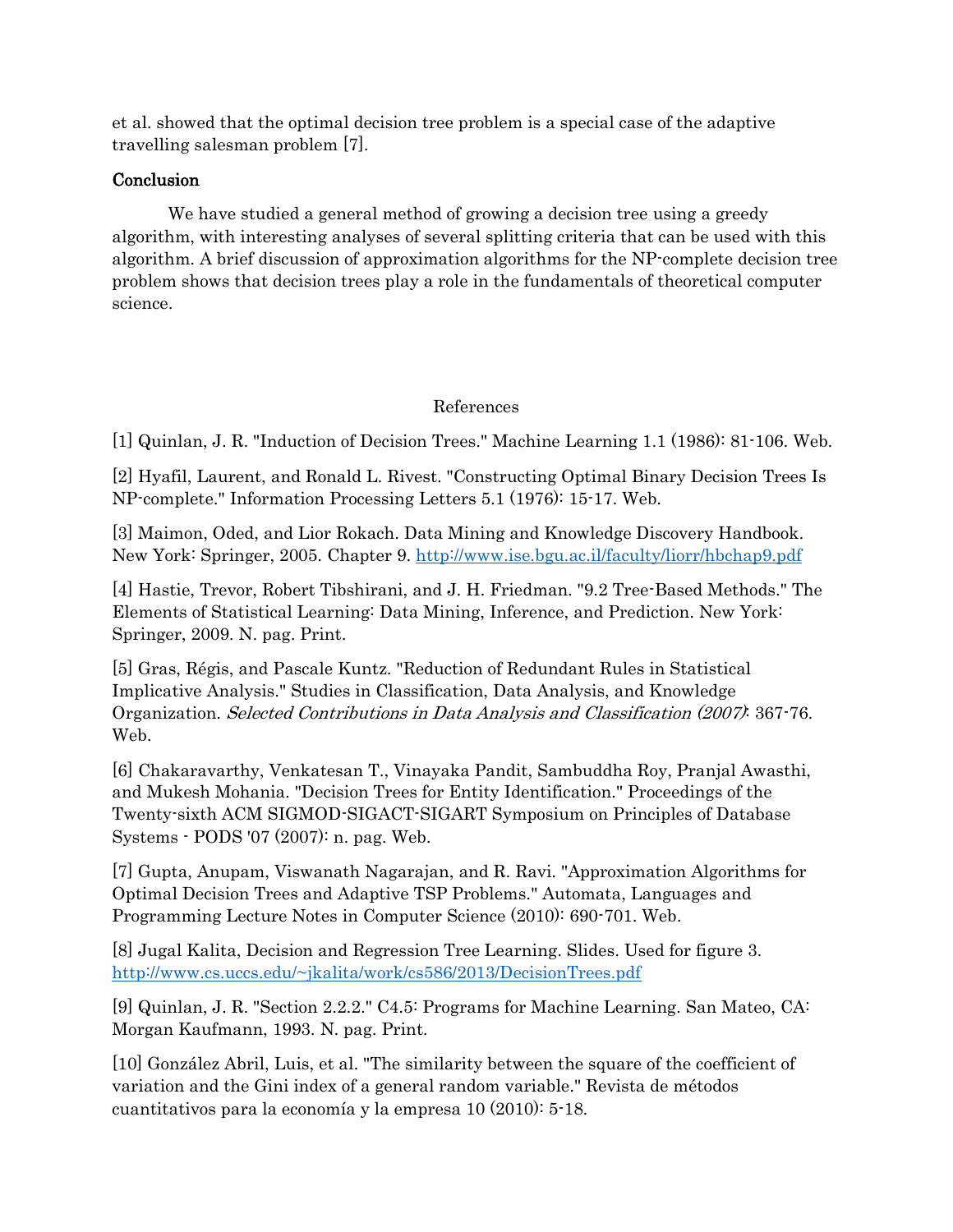et al. showed that the optimal decision tree problem is a special case of the adaptive travelling salesman problem [7].

**Conclusion**

We have studied a general method of growing a decision tree using a greedy algorithm, with interesting analyses of several splitting criteria that can be used with this algorithm. A brief discussion of approximation algorithms for the NP-complete decision tree problem shows that decision trees play a role in the fundamentals of theoretical computer science.

## References

[1] Quinlan, J. R. "Induction of Decision Trees." Machine Learning 1.1 (1986): 81-106. Web.

[2] Hyafil, Laurent, and Ronald L. Rivest. "Constructing Optimal Binary Decision Trees Is NP-complete." Information Processing Letters 5.1 (1976): 15-17. Web.

[3] Maimon, Oded, and Lior Rokach. Data Mining and Knowledge Discovery Handbook. New York: Springer, 2005. Chapter 9. http://www.ise.bgu.ac.il/faculty/liorr/hbchap9.pdf

[4] Hastie, Trevor, Robert Tibshirani, and J. H. Friedman. "9.2 Tree-Based Methods." The Elements of Statistical Learning: Data Mining, Inference, and Prediction. New York: Springer, 2009. N. pag. Print.

[5] Gras, Régis, and Pascale Kuntz. "Reduction of Redundant Rules in Statistical Implicative Analysis." Studies in Classification, Data Analysis, and Knowledge Organization. *Selected Contributions in Data Analysis and Classification (2007)*: 367-76. Web.

[6] Chakaravarthy, Venkatesan T., Vinayaka Pandit, Sambuddha Roy, Pranjal Awasthi, and Mukesh Mohania. "Decision Trees for Entity Identification." Proceedings of the Twenty-sixth ACM SIGMOD-SIGACT-SIGART Symposium on Principles of Database Systems - PODS '07 (2007): n. pag. Web.

[7] Gupta, Anupam, Viswanath Nagarajan, and R. Ravi. "Approximation Algorithms for Optimal Decision Trees and Adaptive TSP Problems." Automata, Languages and Programming Lecture Notes in Computer Science (2010): 690-701. Web.

[8] Jugal Kalita, Decision and Regression Tree Learning. Slides. Used for figure 3. http://www.cs.uccs.edu/~jkalita/work/cs586/2013/DecisionTrees.pdf

[9] Quinlan, J. R. "Section 2.2.2." C4.5: Programs for Machine Learning. San Mateo, CA: Morgan Kaufmann, 1993. N. pag. Print.

[10] González Abril, Luis, et al. "The similarity between the square of the coefficient of variation and the Gini index of a general random variable." Revista de métodos cuantitativos para la economía y la empresa 10 (2010): 5-18.